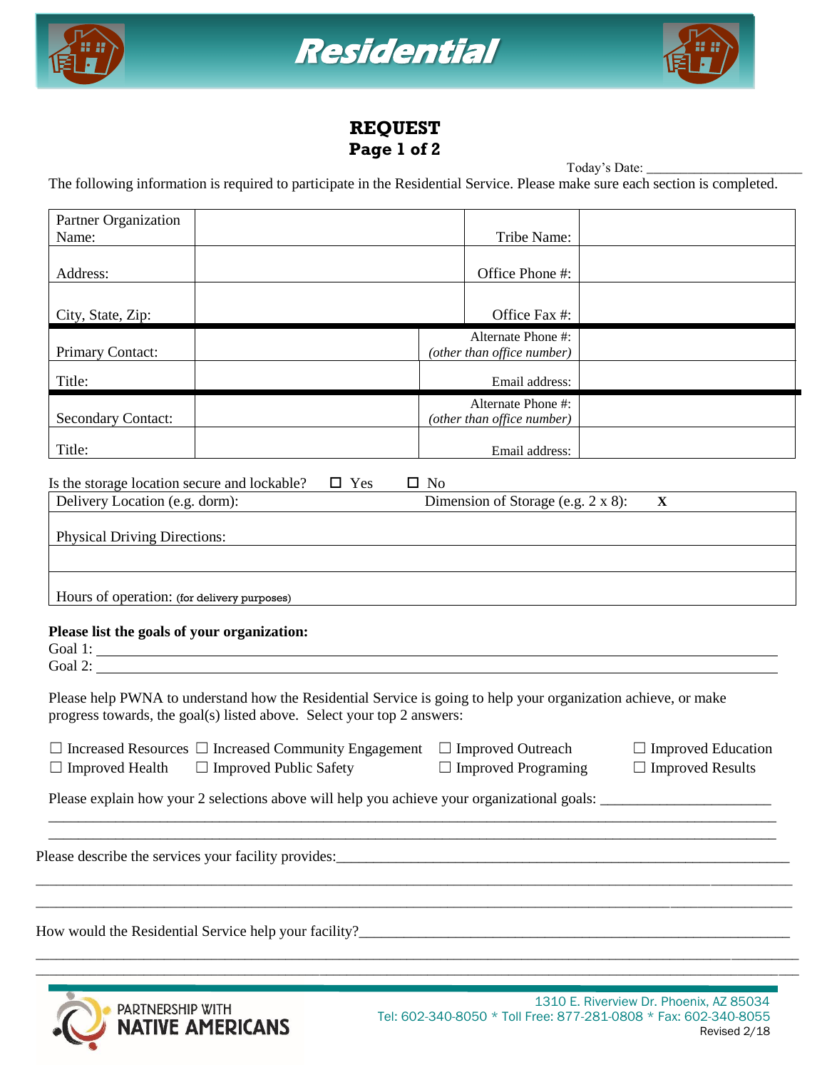# Residential

## REQUEST
**Page 1 of 2**

Today's Date: ______________________

The following information is required to participate in the Residential Service. Please make sure each section is completed.

| | | | |
|---|---|---|---|
| Partner Organization Name: | | Tribe Name: | |
| Address: | | Office Phone #: | |
| City, State, Zip: | | Office Fax #: | |
| Primary Contact: | | Alternate Phone #: *(other than office number)* | |
| Title: | | Email address: | |
| Secondary Contact: | | Alternate Phone #: *(other than office number)* | |
| Title: | | Email address: | |

Is the storage location secure and lockable? ☐ Yes ☐ No

| | |
|---|---|
| Delivery Location (e.g. dorm): | Dimension of Storage (e.g. 2 x 8): X |
| Physical Driving Directions: | |
| | |
| Hours of operation: (for delivery purposes) | |

**Please list the goals of your organization:**

Goal 1: ______________________________________________

Goal 2: ______________________________________________

Please help PWNA to understand how the Residential Service is going to help your organization achieve, or make progress towards, the goal(s) listed above. Select your top 2 answers:

☐ Increased Resources ☐ Increased Community Engagement ☐ Improved Outreach ☐ Improved Education
☐ Improved Health ☐ Improved Public Safety ☐ Improved Programing ☐ Improved Results

Please explain how your 2 selections above will help you achieve your organizational goals: ______________________
______________________________________________
______________________________________________

Please describe the services your facility provides:______________________________________________
______________________________________________
______________________________________________

How would the Residential Service help your facility?______________________________________________
______________________________________________
______________________________________________

PARTNERSHIP WITH NATIVE AMERICANS

1310 E. Riverview Dr. Phoenix, AZ 85034
Tel: 602-340-8050 * Toll Free: 877-281-0808 * Fax: 602-340-8055
Revised 2/18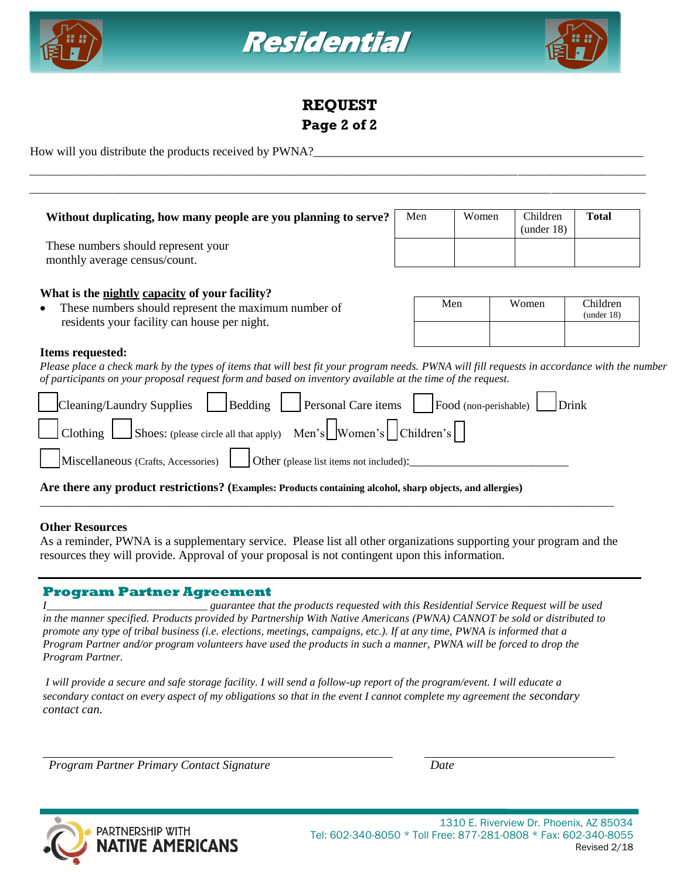# Residential

## REQUEST
**Page 2 of 2**

How will you distribute the products received by PWNA?_______________________________________________________

_____________________________________________________________________________________________________________

_____________________________________________________________________________________________________________

**Without duplicating, how many people are you planning to serve?**

These numbers should represent your monthly average census/count.

| Men | Women | Children (under 18) | **Total** |
|---|---|---|---|
| | | | |

**What is the nightly capacity of your facility?**

- These numbers should represent the maximum number of residents your facility can house per night.

| Men | Women | Children (under 18) |
|---|---|---|
| | | |

**Items requested:**

*Please place a check mark by the types of items that will best fit your program needs. PWNA will fill requests in accordance with the number of participants on your proposal request form and based on inventory available at the time of the request.*

☐ Cleaning/Laundry Supplies ☐ Bedding ☐ Personal Care items ☐ Food (non-perishable) ☐ Drink

☐ Clothing ☐ Shoes: (please circle all that apply) Men's ☐ Women's ☐ Children's ☐

☐ Miscellaneous (Crafts, Accessories) ☐ Other (please list items not included):____________________________

**Are there any product restrictions? (Examples: Products containing alcohol, sharp objects, and allergies)**

_____________________________________________________________________________________________________________

**Other Resources**

As a reminder, PWNA is a supplementary service. Please list all other organizations supporting your program and the resources they will provide. Approval of your proposal is not contingent upon this information.

## Program Partner Agreement

*I____________________________ guarantee that the products requested with this Residential Service Request will be used in the manner specified. Products provided by Partnership With Native Americans (PWNA) CANNOT be sold or distributed to promote any type of tribal business (i.e. elections, meetings, campaigns, etc.). If at any time, PWNA is informed that a Program Partner and/or program volunteers have used the products in such a manner, PWNA will be forced to drop the Program Partner.*

*I will provide a secure and safe storage facility. I will send a follow-up report of the program/event. I will educate a secondary contact on every aspect of my obligations so that in the event I cannot complete my agreement the secondary contact can.*

_________________________________________ _________________________

*Program Partner Primary Contact Signature* *Date*

PARTNERSHIP WITH NATIVE AMERICANS

1310 E. Riverview Dr. Phoenix, AZ 85034
Tel: 602-340-8050 * Toll Free: 877-281-0808 * Fax: 602-340-8055
Revised 2/18